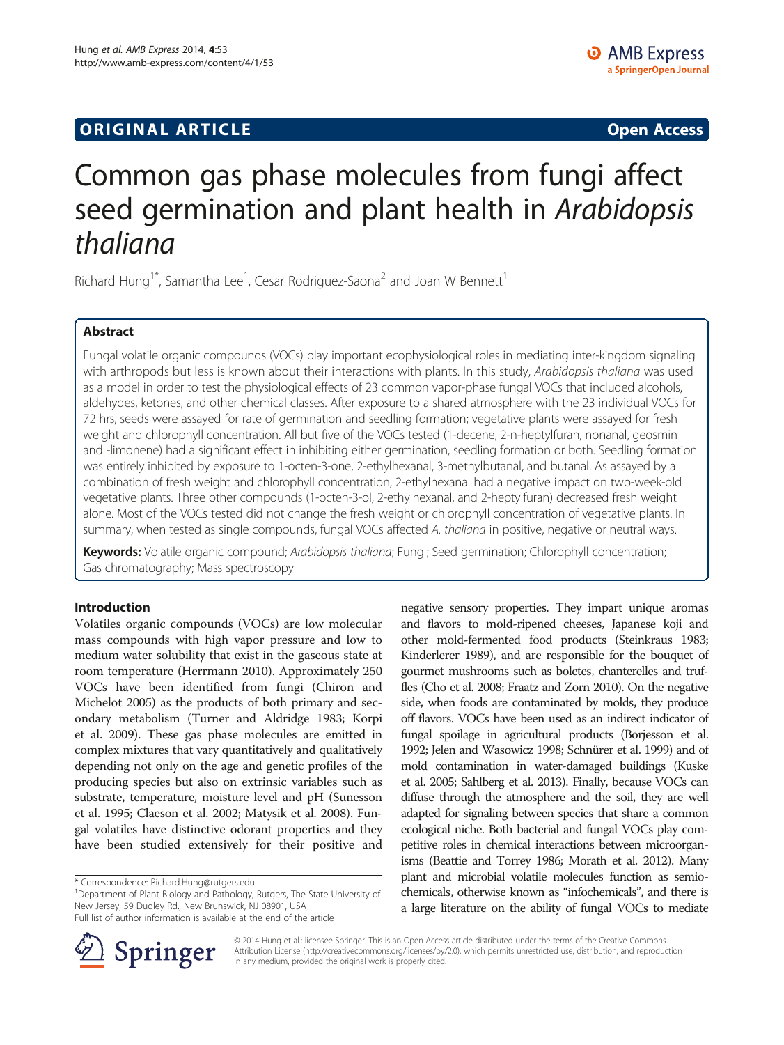ORIGINAL ARTICLE Open Access

# Common gas phase molecules from fungi affect seed germination and plant health in *Arabidopsis thaliana*

Richard Hung[1*], Samantha Lee[1], Cesar Rodriguez-Saona[2] and Joan W Bennett[1]

## Abstract

Fungal volatile organic compounds (VOCs) play important ecophysiological roles in mediating inter-kingdom signaling with arthropods but less is known about their interactions with plants. In this study, *Arabidopsis thaliana* was used as a model in order to test the physiological effects of 23 common vapor-phase fungal VOCs that included alcohols, aldehydes, ketones, and other chemical classes. After exposure to a shared atmosphere with the 23 individual VOCs for 72 hrs, seeds were assayed for rate of germination and seedling formation; vegetative plants were assayed for fresh weight and chlorophyll concentration. All but five of the VOCs tested (1-decene, 2-n-heptylfuran, nonanal, geosmin and -limonene) had a significant effect in inhibiting either germination, seedling formation or both. Seedling formation was entirely inhibited by exposure to 1-octen-3-one, 2-ethylhexanal, 3-methylbutanal, and butanal. As assayed by a combination of fresh weight and chlorophyll concentration, 2-ethylhexanal had a negative impact on two-week-old vegetative plants. Three other compounds (1-octen-3-ol, 2-ethylhexanal, and 2-heptylfuran) decreased fresh weight alone. Most of the VOCs tested did not change the fresh weight or chlorophyll concentration of vegetative plants. In summary, when tested as single compounds, fungal VOCs affected *A. thaliana* in positive, negative or neutral ways.

**Keywords:** Volatile organic compound; *Arabidopsis thaliana*; Fungi; Seed germination; Chlorophyll concentration; Gas chromatography; Mass spectroscopy

## Introduction

Volatiles organic compounds (VOCs) are low molecular mass compounds with high vapor pressure and low to medium water solubility that exist in the gaseous state at room temperature (Herrmann 2010). Approximately 250 VOCs have been identified from fungi (Chiron and Michelot 2005) as the products of both primary and secondary metabolism (Turner and Aldridge 1983; Korpi et al. 2009). These gas phase molecules are emitted in complex mixtures that vary quantitatively and qualitatively depending not only on the age and genetic profiles of the producing species but also on extrinsic variables such as substrate, temperature, moisture level and pH (Sunesson et al. 1995; Claeson et al. 2002; Matysik et al. 2008). Fungal volatiles have distinctive odorant properties and they have been studied extensively for their positive and negative sensory properties. They impart unique aromas and flavors to mold-ripened cheeses, Japanese koji and other mold-fermented food products (Steinkraus 1983; Kinderlerer 1989), and are responsible for the bouquet of gourmet mushrooms such as boletes, chanterelles and truffles (Cho et al. 2008; Fraatz and Zorn 2010). On the negative side, when foods are contaminated by molds, they produce off flavors. VOCs have been used as an indirect indicator of fungal spoilage in agricultural products (Borjesson et al. 1992; Jelen and Wasowicz 1998; Schnürer et al. 1999) and of mold contamination in water-damaged buildings (Kuske et al. 2005; Sahlberg et al. 2013). Finally, because VOCs can diffuse through the atmosphere and the soil, they are well adapted for signaling between species that share a common ecological niche. Both bacterial and fungal VOCs play competitive roles in chemical interactions between microorganisms (Beattie and Torrey 1986; Morath et al. 2012). Many plant and microbial volatile molecules function as semiochemicals, otherwise known as "infochemicals", and there is a large literature on the ability of fungal VOCs to mediate

\* Correspondence: Richard.Hung@rutgers.edu
[1]Department of Plant Biology and Pathology, Rutgers, The State University of New Jersey, 59 Dudley Rd., New Brunswick, NJ 08901, USA
Full list of author information is available at the end of the article

© 2014 Hung et al.; licensee Springer. This is an Open Access article distributed under the terms of the Creative Commons Attribution License (http://creativecommons.org/licenses/by/2.0), which permits unrestricted use, distribution, and reproduction in any medium, provided the original work is properly cited.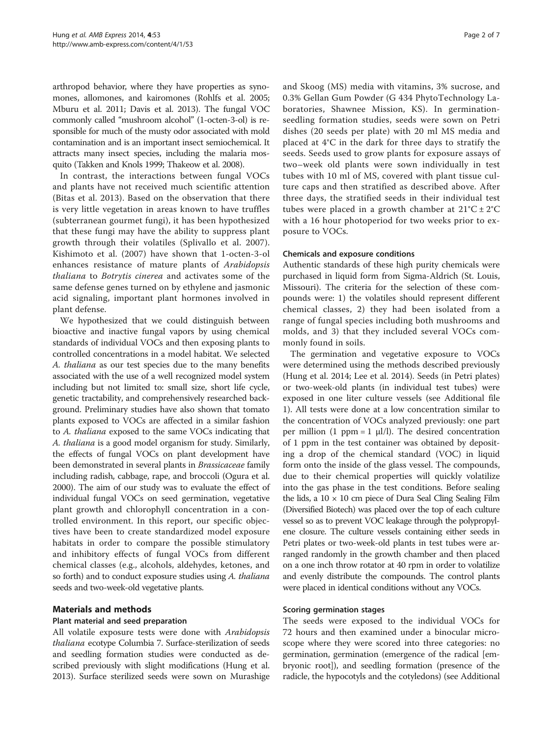arthropod behavior, where they have properties as synomones, allomones, and kairomones (Rohlfs et al. 2005; Mburu et al. 2011; Davis et al. 2013). The fungal VOC commonly called "mushroom alcohol" (1-octen-3-ol) is responsible for much of the musty odor associated with mold contamination and is an important insect semiochemical. It attracts many insect species, including the malaria mosquito (Takken and Knols 1999; Thakeow et al. 2008).

In contrast, the interactions between fungal VOCs and plants have not received much scientific attention (Bitas et al. 2013). Based on the observation that there is very little vegetation in areas known to have truffles (subterranean gourmet fungi), it has been hypothesized that these fungi may have the ability to suppress plant growth through their volatiles (Splivallo et al. 2007). Kishimoto et al. (2007) have shown that 1-octen-3-ol enhances resistance of mature plants of *Arabidopsis thaliana* to *Botrytis cinerea* and activates some of the same defense genes turned on by ethylene and jasmonic acid signaling, important plant hormones involved in plant defense.

We hypothesized that we could distinguish between bioactive and inactive fungal vapors by using chemical standards of individual VOCs and then exposing plants to controlled concentrations in a model habitat. We selected *A. thaliana* as our test species due to the many benefits associated with the use of a well recognized model system including but not limited to: small size, short life cycle, genetic tractability, and comprehensively researched background. Preliminary studies have also shown that tomato plants exposed to VOCs are affected in a similar fashion to *A. thaliana* exposed to the same VOCs indicating that *A. thaliana* is a good model organism for study. Similarly, the effects of fungal VOCs on plant development have been demonstrated in several plants in *Brassicaceae* family including radish, cabbage, rape, and broccoli (Ogura et al. 2000). The aim of our study was to evaluate the effect of individual fungal VOCs on seed germination, vegetative plant growth and chlorophyll concentration in a controlled environment. In this report, our specific objectives have been to create standardized model exposure habitats in order to compare the possible stimulatory and inhibitory effects of fungal VOCs from different chemical classes (e.g., alcohols, aldehydes, ketones, and so forth) and to conduct exposure studies using *A. thaliana* seeds and two-week-old vegetative plants.

## Materials and methods

### Plant material and seed preparation

All volatile exposure tests were done with *Arabidopsis thaliana* ecotype Columbia 7. Surface-sterilization of seeds and seedling formation studies were conducted as described previously with slight modifications (Hung et al. 2013). Surface sterilized seeds were sown on Murashige and Skoog (MS) media with vitamins, 3% sucrose, and 0.3% Gellan Gum Powder (G 434 PhytoTechnology Laboratories, Shawnee Mission, KS). In germination-seedling formation studies, seeds were sown on Petri dishes (20 seeds per plate) with 20 ml MS media and placed at 4°C in the dark for three days to stratify the seeds. Seeds used to grow plants for exposure assays of two–week old plants were sown individually in test tubes with 10 ml of MS, covered with plant tissue culture caps and then stratified as described above. After three days, the stratified seeds in their individual test tubes were placed in a growth chamber at 21°C ± 2°C with a 16 hour photoperiod for two weeks prior to exposure to VOCs.

### Chemicals and exposure conditions

Authentic standards of these high purity chemicals were purchased in liquid form from Sigma-Aldrich (St. Louis, Missouri). The criteria for the selection of these compounds were: 1) the volatiles should represent different chemical classes, 2) they had been isolated from a range of fungal species including both mushrooms and molds, and 3) that they included several VOCs commonly found in soils.

The germination and vegetative exposure to VOCs were determined using the methods described previously (Hung et al. 2014; Lee et al. 2014). Seeds (in Petri plates) or two-week-old plants (in individual test tubes) were exposed in one liter culture vessels (see Additional file 1). All tests were done at a low concentration similar to the concentration of VOCs analyzed previously: one part per million (1 ppm = 1 μl/l). The desired concentration of 1 ppm in the test container was obtained by depositing a drop of the chemical standard (VOC) in liquid form onto the inside of the glass vessel. The compounds, due to their chemical properties will quickly volatilize into the gas phase in the test conditions. Before sealing the lids, a 10 × 10 cm piece of Dura Seal Cling Sealing Film (Diversified Biotech) was placed over the top of each culture vessel so as to prevent VOC leakage through the polypropylene closure. The culture vessels containing either seeds in Petri plates or two-week-old plants in test tubes were arranged randomly in the growth chamber and then placed on a one inch throw rotator at 40 rpm in order to volatilize and evenly distribute the compounds. The control plants were placed in identical conditions without any VOCs.

### Scoring germination stages

The seeds were exposed to the individual VOCs for 72 hours and then examined under a binocular microscope where they were scored into three categories: no germination, germination (emergence of the radical [embryonic root]), and seedling formation (presence of the radicle, the hypocotyls and the cotyledons) (see Additional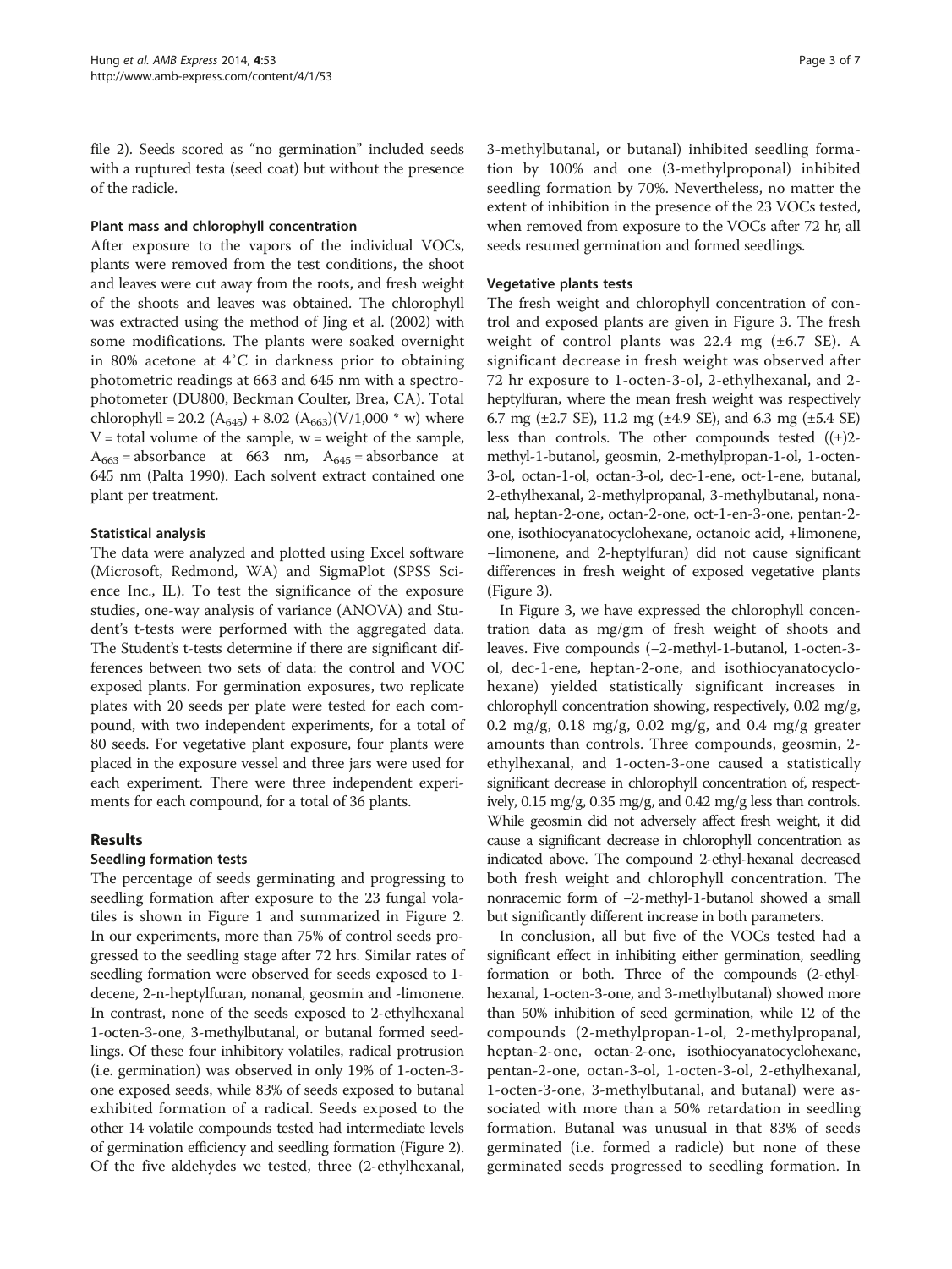file 2). Seeds scored as "no germination" included seeds with a ruptured testa (seed coat) but without the presence of the radicle.

#### Plant mass and chlorophyll concentration

After exposure to the vapors of the individual VOCs, plants were removed from the test conditions, the shoot and leaves were cut away from the roots, and fresh weight of the shoots and leaves was obtained. The chlorophyll was extracted using the method of Jing et al. (2002) with some modifications. The plants were soaked overnight in 80% acetone at 4˚C in darkness prior to obtaining photometric readings at 663 and 645 nm with a spectrophotometer (DU800, Beckman Coulter, Brea, CA). Total chlorophyll = 20.2 ($A_{645}$) + 8.02 ($A_{663}$)(V/1,000 * w) where V = total volume of the sample, w = weight of the sample, $A_{663}$ = absorbance at 663 nm, $A_{645}$ = absorbance at 645 nm (Palta 1990). Each solvent extract contained one plant per treatment.

#### Statistical analysis

The data were analyzed and plotted using Excel software (Microsoft, Redmond, WA) and SigmaPlot (SPSS Science Inc., IL). To test the significance of the exposure studies, one-way analysis of variance (ANOVA) and Student's t-tests were performed with the aggregated data. The Student's t-tests determine if there are significant differences between two sets of data: the control and VOC exposed plants. For germination exposures, two replicate plates with 20 seeds per plate were tested for each compound, with two independent experiments, for a total of 80 seeds. For vegetative plant exposure, four plants were placed in the exposure vessel and three jars were used for each experiment. There were three independent experiments for each compound, for a total of 36 plants.

## Results

#### Seedling formation tests

The percentage of seeds germinating and progressing to seedling formation after exposure to the 23 fungal volatiles is shown in Figure 1 and summarized in Figure 2. In our experiments, more than 75% of control seeds progressed to the seedling stage after 72 hrs. Similar rates of seedling formation were observed for seeds exposed to 1-decene, 2-n-heptylfuran, nonanal, geosmin and -limonene. In contrast, none of the seeds exposed to 2-ethylhexanal 1-octen-3-one, 3-methylbutanal, or butanal formed seedlings. Of these four inhibitory volatiles, radical protrusion (i.e. germination) was observed in only 19% of 1-octen-3-one exposed seeds, while 83% of seeds exposed to butanal exhibited formation of a radical. Seeds exposed to the other 14 volatile compounds tested had intermediate levels of germination efficiency and seedling formation (Figure 2). Of the five aldehydes we tested, three (2-ethylhexanal, 3-methylbutanal, or butanal) inhibited seedling formation by 100% and one (3-methylproponal) inhibited seedling formation by 70%. Nevertheless, no matter the extent of inhibition in the presence of the 23 VOCs tested, when removed from exposure to the VOCs after 72 hr, all seeds resumed germination and formed seedlings.

#### Vegetative plants tests

The fresh weight and chlorophyll concentration of control and exposed plants are given in Figure 3. The fresh weight of control plants was 22.4 mg (±6.7 SE). A significant decrease in fresh weight was observed after 72 hr exposure to 1-octen-3-ol, 2-ethylhexanal, and 2-heptylfuran, where the mean fresh weight was respectively 6.7 mg (±2.7 SE), 11.2 mg (±4.9 SE), and 6.3 mg (±5.4 SE) less than controls. The other compounds tested ((±)2-methyl-1-butanol, geosmin, 2-methylpropan-1-ol, 1-octen-3-ol, octan-1-ol, octan-3-ol, dec-1-ene, oct-1-ene, butanal, 2-ethylhexanal, 2-methylpropanal, 3-methylbutanal, nonanal, heptan-2-one, octan-2-one, oct-1-en-3-one, pentan-2-one, isothiocyanatocyclohexane, octanoic acid, +limonene, –limonene, and 2-heptylfuran) did not cause significant differences in fresh weight of exposed vegetative plants (Figure 3).

In Figure 3, we have expressed the chlorophyll concentration data as mg/gm of fresh weight of shoots and leaves. Five compounds (−2-methyl-1-butanol, 1-octen-3-ol, dec-1-ene, heptan-2-one, and isothiocyanatocyclohexane) yielded statistically significant increases in chlorophyll concentration showing, respectively, 0.02 mg/g, 0.2 mg/g, 0.18 mg/g, 0.02 mg/g, and 0.4 mg/g greater amounts than controls. Three compounds, geosmin, 2-ethylhexanal, and 1-octen-3-one caused a statistically significant decrease in chlorophyll concentration of, respectively, 0.15 mg/g, 0.35 mg/g, and 0.42 mg/g less than controls. While geosmin did not adversely affect fresh weight, it did cause a significant decrease in chlorophyll concentration as indicated above. The compound 2-ethyl-hexanal decreased both fresh weight and chlorophyll concentration. The nonracemic form of −2-methyl-1-butanol showed a small but significantly different increase in both parameters.

In conclusion, all but five of the VOCs tested had a significant effect in inhibiting either germination, seedling formation or both. Three of the compounds (2-ethylhexanal, 1-octen-3-one, and 3-methylbutanal) showed more than 50% inhibition of seed germination, while 12 of the compounds (2-methylpropan-1-ol, 2-methylpropanal, heptan-2-one, octan-2-one, isothiocyanatocyclohexane, pentan-2-one, octan-3-ol, 1-octen-3-ol, 2-ethylhexanal, 1-octen-3-one, 3-methylbutanal, and butanal) were associated with more than a 50% retardation in seedling formation. Butanal was unusual in that 83% of seeds germinated (i.e. formed a radicle) but none of these germinated seeds progressed to seedling formation. In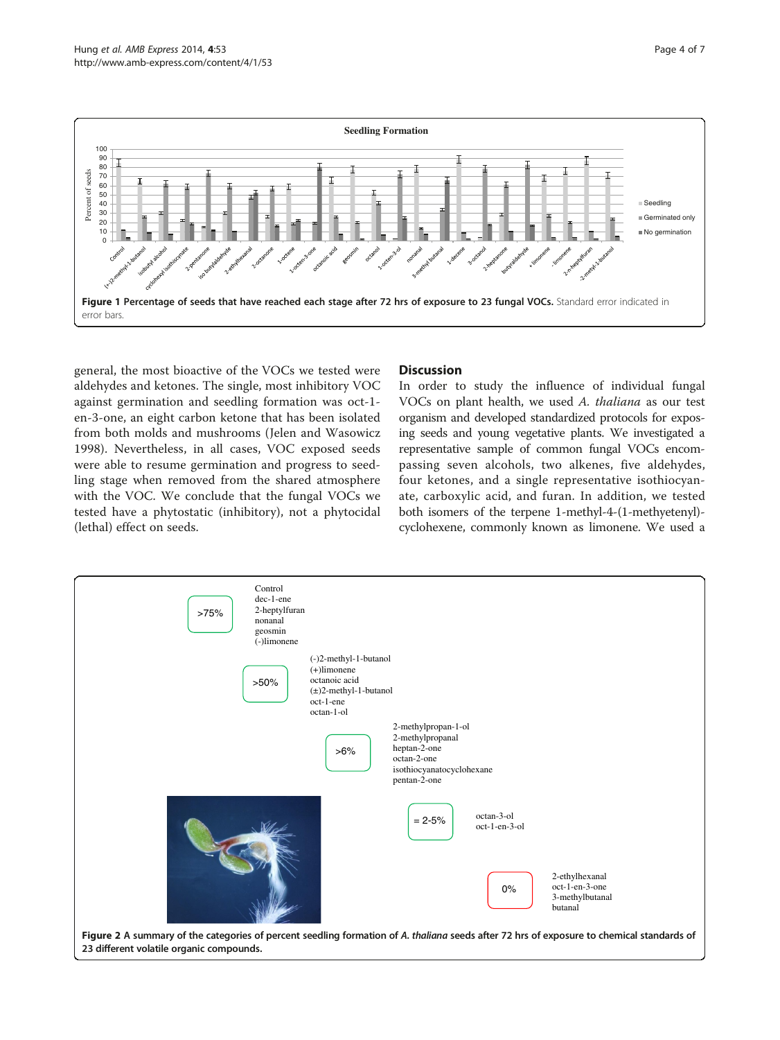**Figure 1 Percentage of seeds that have reached each stage after 72 hrs of exposure to 23 fungal VOCs.** Standard error indicated in error bars.

general, the most bioactive of the VOCs we tested were aldehydes and ketones. The single, most inhibitory VOC against germination and seedling formation was oct-1-en-3-one, an eight carbon ketone that has been isolated from both molds and mushrooms (Jelen and Wasowicz 1998). Nevertheless, in all cases, VOC exposed seeds were able to resume germination and progress to seedling stage when removed from the shared atmosphere with the VOC. We conclude that the fungal VOCs we tested have a phytostatic (inhibitory), not a phytocidal (lethal) effect on seeds.

## Discussion

In order to study the influence of individual fungal VOCs on plant health, we used *A. thaliana* as our test organism and developed standardized protocols for exposing seeds and young vegetative plants. We investigated a representative sample of common fungal VOCs encompassing seven alcohols, two alkenes, five aldehydes, four ketones, and a single representative isothiocyanate, carboxylic acid, and furan. In addition, we tested both isomers of the terpene 1-methyl-4-(1-methyetenyl)-cyclohexene, commonly known as limonene. We used a

**Figure 2 A summary of the categories of percent seedling formation of *A. thaliana* seeds after 72 hrs of exposure to chemical standards of 23 different volatile organic compounds.**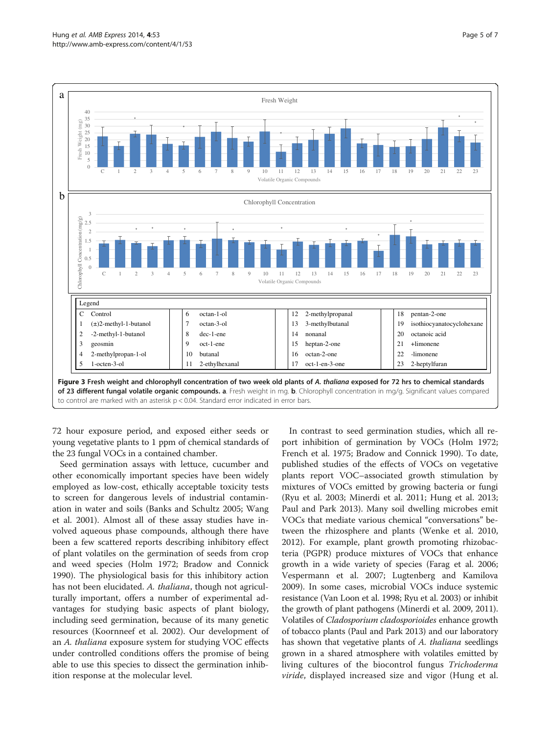| Legend | | | | | | | |
|---|---|---|---|---|---|---|---|
| C | Control | 6 | octan-1-ol | 12 | 2-methylpropanal | 18 | pentan-2-one |
| 1 | (±)2-methyl-1-butanol | 7 | octan-3-ol | 13 | 3-methylbutanal | 19 | isothiocyanatocyclohexane |
| 2 | -2-methyl-1-butanol | 8 | dec-1-ene | 14 | nonanal | 20 | octanoic acid |
| 3 | geosmin | 9 | oct-1-ene | 15 | heptan-2-one | 21 | +limonene |
| 4 | 2-methylpropan-1-ol | 10 | butanal | 16 | octan-2-one | 22 | -limonene |
| 5 | 1-octen-3-ol | 11 | 2-ethylhexanal | 17 | oct-1-en-3-one | 23 | 2-heptylfuran |

**Figure 3 Fresh weight and chlorophyll concentration of two week old plants of *A. thaliana* exposed for 72 hrs to chemical standards of 23 different fungal volatile organic compounds. a**. Fresh weight in mg. **b**. Chlorophyll concentration in mg/g. Significant values compared to control are marked with an asterisk p < 0.04. Standard error indicated in error bars.

72 hour exposure period, and exposed either seeds or young vegetative plants to 1 ppm of chemical standards of the 23 fungal VOCs in a contained chamber.

Seed germination assays with lettuce, cucumber and other economically important species have been widely employed as low-cost, ethically acceptable toxicity tests to screen for dangerous levels of industrial contamination in water and soils (Banks and Schultz 2005; Wang et al. 2001). Almost all of these assay studies have involved aqueous phase compounds, although there have been a few scattered reports describing inhibitory effect of plant volatiles on the germination of seeds from crop and weed species (Holm 1972; Bradow and Connick 1990). The physiological basis for this inhibitory action has not been elucidated. *A. thaliana*, though not agriculturally important, offers a number of experimental advantages for studying basic aspects of plant biology, including seed germination, because of its many genetic resources (Koornneef et al. 2002). Our development of an *A. thaliana* exposure system for studying VOC effects under controlled conditions offers the promise of being able to use this species to dissect the germination inhibition response at the molecular level.

In contrast to seed germination studies, which all report inhibition of germination by VOCs (Holm 1972; French et al. 1975; Bradow and Connick 1990). To date, published studies of the effects of VOCs on vegetative plants report VOC–associated growth stimulation by mixtures of VOCs emitted by growing bacteria or fungi (Ryu et al. 2003; Minerdi et al. 2011; Hung et al. 2013; Paul and Park 2013). Many soil dwelling microbes emit VOCs that mediate various chemical "conversations" between the rhizosphere and plants (Wenke et al. 2010, 2012). For example, plant growth promoting rhizobacteria (PGPR) produce mixtures of VOCs that enhance growth in a wide variety of species (Farag et al. 2006; Vespermann et al. 2007; Lugtenberg and Kamilova 2009). In some cases, microbial VOCs induce systemic resistance (Van Loon et al. 1998; Ryu et al. 2003) or inhibit the growth of plant pathogens (Minerdi et al. 2009, 2011). Volatiles of *Cladosporium cladosporioides* enhance growth of tobacco plants (Paul and Park 2013) and our laboratory has shown that vegetative plants of *A. thaliana* seedlings grown in a shared atmosphere with volatiles emitted by living cultures of the biocontrol fungus *Trichoderma viride*, displayed increased size and vigor (Hung et al.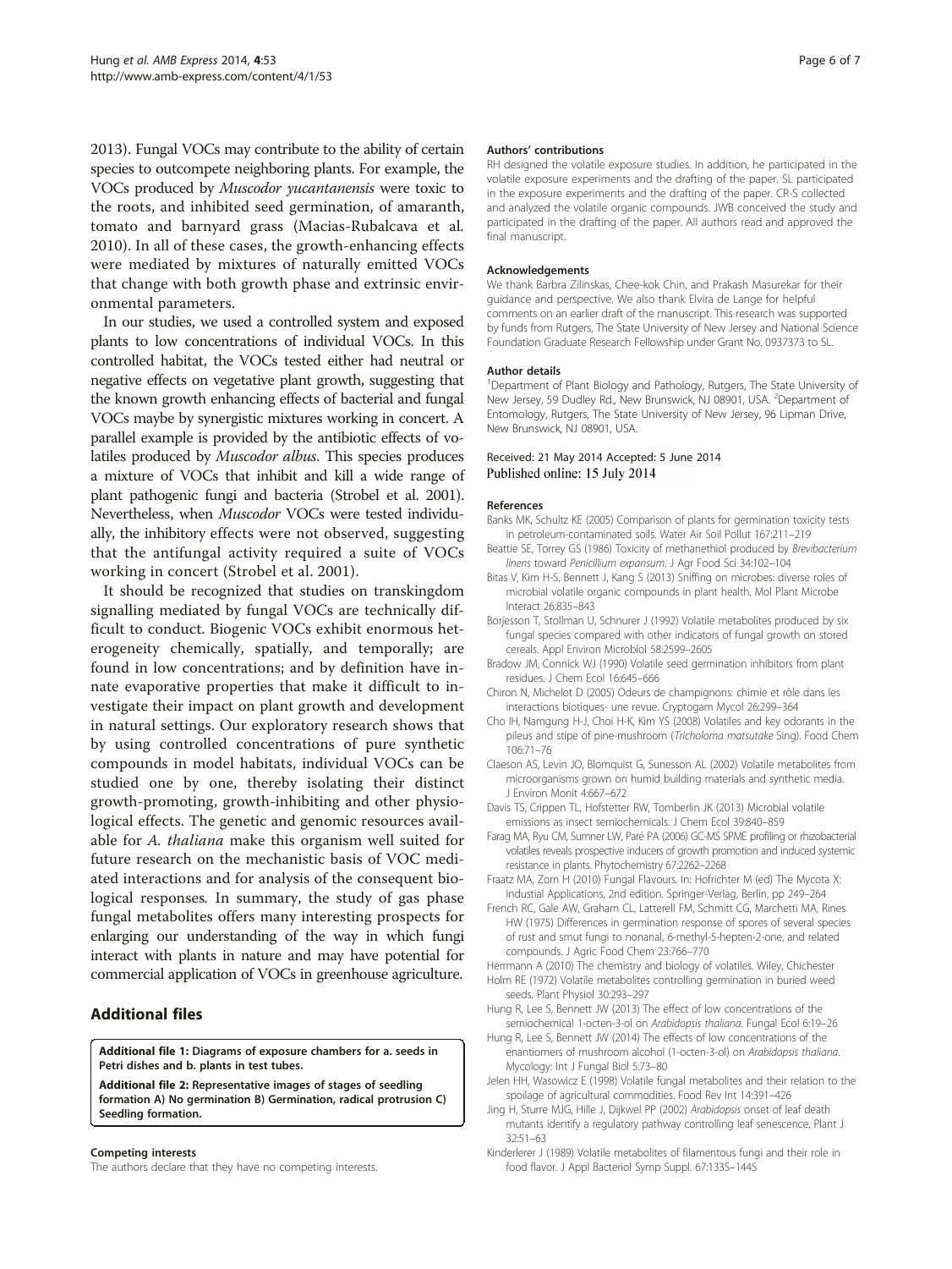2013). Fungal VOCs may contribute to the ability of certain species to outcompete neighboring plants. For example, the VOCs produced by *Muscodor yucantanensis* were toxic to the roots, and inhibited seed germination, of amaranth, tomato and barnyard grass (Macias-Rubalcava et al. 2010). In all of these cases, the growth-enhancing effects were mediated by mixtures of naturally emitted VOCs that change with both growth phase and extrinsic environmental parameters.

In our studies, we used a controlled system and exposed plants to low concentrations of individual VOCs. In this controlled habitat, the VOCs tested either had neutral or negative effects on vegetative plant growth, suggesting that the known growth enhancing effects of bacterial and fungal VOCs maybe by synergistic mixtures working in concert. A parallel example is provided by the antibiotic effects of volatiles produced by *Muscodor albus*. This species produces a mixture of VOCs that inhibit and kill a wide range of plant pathogenic fungi and bacteria (Strobel et al. 2001). Nevertheless, when *Muscodor* VOCs were tested individually, the inhibitory effects were not observed, suggesting that the antifungal activity required a suite of VOCs working in concert (Strobel et al. 2001).

It should be recognized that studies on transkingdom signalling mediated by fungal VOCs are technically difficult to conduct. Biogenic VOCs exhibit enormous heterogeneity chemically, spatially, and temporally; are found in low concentrations; and by definition have innate evaporative properties that make it difficult to investigate their impact on plant growth and development in natural settings. Our exploratory research shows that by using controlled concentrations of pure synthetic compounds in model habitats, individual VOCs can be studied one by one, thereby isolating their distinct growth-promoting, growth-inhibiting and other physiological effects. The genetic and genomic resources available for *A. thaliana* make this organism well suited for future research on the mechanistic basis of VOC mediated interactions and for analysis of the consequent biological responses. In summary, the study of gas phase fungal metabolites offers many interesting prospects for enlarging our understanding of the way in which fungi interact with plants in nature and may have potential for commercial application of VOCs in greenhouse agriculture.

## Additional files

**Additional file 1: Diagrams of exposure chambers for a. seeds in Petri dishes and b. plants in test tubes.**

**Additional file 2: Representative images of stages of seedling formation A) No germination B) Germination, radical protrusion C) Seedling formation.**

#### Competing interests

The authors declare that they have no competing interests.

#### Authors' contributions

RH designed the volatile exposure studies. In addition, he participated in the volatile exposure experiments and the drafting of the paper. SL participated in the exposure experiments and the drafting of the paper. CR-S collected and analyzed the volatile organic compounds. JWB conceived the study and participated in the drafting of the paper. All authors read and approved the final manuscript.

#### Acknowledgements

We thank Barbra Zilinskas, Chee-kok Chin, and Prakash Masurekar for their guidance and perspective. We also thank Elvira de Lange for helpful comments on an earlier draft of the manuscript. This research was supported by funds from Rutgers, The State University of New Jersey and National Science Foundation Graduate Research Fellowship under Grant No. 0937373 to SL.

#### Author details

[1]Department of Plant Biology and Pathology, Rutgers, The State University of New Jersey, 59 Dudley Rd., New Brunswick, NJ 08901, USA. [2]Department of Entomology, Rutgers, The State University of New Jersey, 96 Lipman Drive, New Brunswick, NJ 08901, USA.

Received: 21 May 2014 Accepted: 5 June 2014
Published online: 15 July 2014

#### References

- Banks MK, Schultz KE (2005) Comparison of plants for germination toxicity tests in petroleum-contaminated soils. Water Air Soil Pollut 167:211–219
- Beattie SE, Torrey GS (1986) Toxicity of methanethiol produced by *Brevibacterium linens* toward *Penicillium expansum*. J Agr Food Sci 34:102–104
- Bitas V, Kim H-S, Bennett J, Kang S (2013) Sniffing on microbes: diverse roles of microbial volatile organic compounds in plant health. Mol Plant Microbe Interact 26:835–843
- Borjesson T, Stollman U, Schnurer J (1992) Volatile metabolites produced by six fungal species compared with other indicators of fungal growth on stored cereals. Appl Environ Microbiol 58:2599–2605
- Bradow JM, Connick WJ (1990) Volatile seed germination inhibitors from plant residues. J Chem Ecol 16:645–666
- Chiron N, Michelot D (2005) Odeurs de champignons: chimie et rôle dans les interactions biotiques- une revue. Cryptogam Mycol 26:299–364
- Cho IH, Namgung H-J, Choi H-K, Kim YS (2008) Volatiles and key odorants in the pileus and stipe of pine-mushroom (*Tricholoma matsutake* Sing). Food Chem 106:71–76
- Claeson AS, Levin JO, Blomquist G, Sunesson AL (2002) Volatile metabolites from microorganisms grown on humid building materials and synthetic media. J Environ Monit 4:667–672
- Davis TS, Crippen TL, Hofstetter RW, Tomberlin JK (2013) Microbial volatile emissions as insect semiochemicals. J Chem Ecol 39:840–859
- Farag MA, Ryu CM, Sumner LW, Paré PA (2006) GC-MS SPME profiling or rhizobacterial volatiles reveals prospective inducers of growth promotion and induced systemic resistance in plants. Phytochemistry 67:2262–2268
- Fraatz MA, Zorn H (2010) Fungal Flavours. In: Hofrichter M (ed) The Mycota X: Industial Applications, 2nd edition. Springer-Verlag, Berlin, pp 249–264
- French RC, Gale AW, Graham CL, Latterell FM, Schmitt CG, Marchetti MA, Rines HW (1975) Differences in germination response of spores of several species of rust and smut fungi to nonanal, 6-methyl-5-hepten-2-one, and related compounds. J Agric Food Chem 23:766–770
- Herrmann A (2010) The chemistry and biology of volatiles. Wiley, Chichester
- Holm RE (1972) Volatile metabolites controlling germination in buried weed seeds. Plant Physiol 30:293–297
- Hung R, Lee S, Bennett JW (2013) The effect of low concentrations of the semiochemical 1-octen-3-ol on *Arabidopsis thaliana*. Fungal Ecol 6:19–26
- Hung R, Lee S, Bennett JW (2014) The effects of low concentrations of the enantiomers of mushroom alcohol (1-octen-3-ol) on *Arabidopsis thaliana*. Mycology: Int J Fungal Biol 5:73–80
- Jelen HH, Wasowicz E (1998) Volatile fungal metabolites and their relation to the spoilage of agricultural commodities. Food Rev Int 14:391–426
- Jing H, Sturre MJG, Hille J, Dijkwel PP (2002) *Arabidopsis* onset of leaf death mutants identify a regulatory pathway controlling leaf senescence. Plant J 32:51–63
- Kinderlerer J (1989) Volatile metabolites of filamentous fungi and their role in food flavor. J Appl Bacteriol Symp Suppl. 67:133S–144S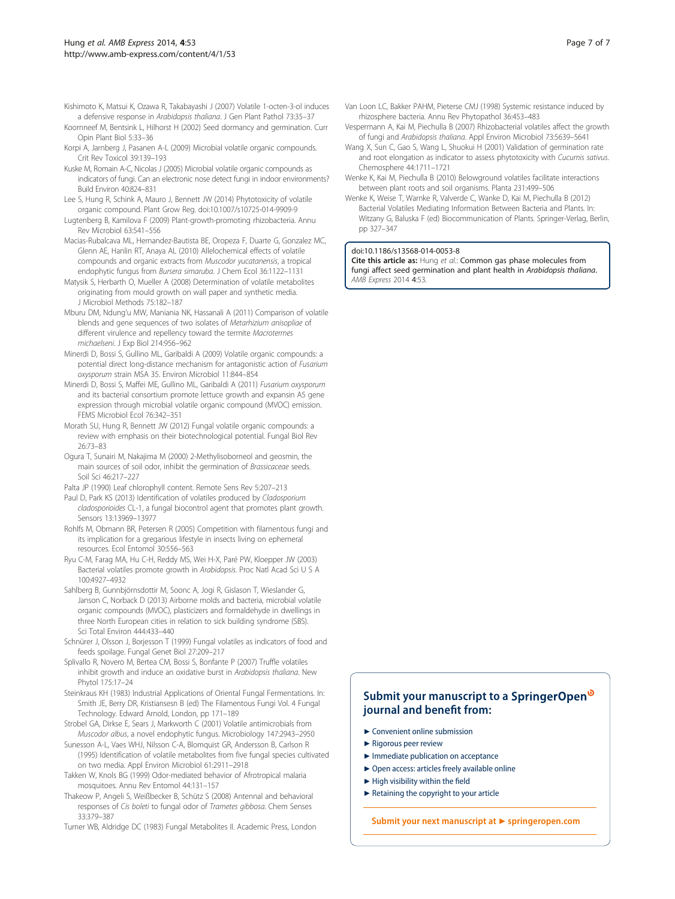Kishimoto K, Matsui K, Ozawa R, Takabayashi J (2007) Volatile 1-octen-3-ol induces a defensive response in *Arabidopsis thaliana*. J Gen Plant Pathol 73:35–37

Koornneef M, Bentsink L, Hilhorst H (2002) Seed dormancy and germination. Curr Opin Plant Biol 5:33–36

Korpi A, Jarnberg J, Pasanen A-L (2009) Microbial volatile organic compounds. Crit Rev Toxicol 39:139–193

Kuske M, Romain A-C, Nicolas J (2005) Microbial volatile organic compounds as indicators of fungi. Can an electronic nose detect fungi in indoor environments? Build Environ 40:824–831

Lee S, Hung R, Schink A, Mauro J, Bennett JW (2014) Phytotoxicity of volatile organic compound. Plant Grow Reg. doi:10.1007/s10725-014-9909-9

Lugtenberg B, Kamilova F (2009) Plant-growth-promoting rhizobacteria. Annu Rev Microbiol 63:541–556

Macias-Rubalcava ML, Hernandez-Bautista BE, Oropeza F, Duarte G, Gonzalez MC, Glenn AE, Hanlin RT, Anaya AL (2010) Allelochemical effects of volatile compounds and organic extracts from *Muscodor yucatanensis*, a tropical endophytic fungus from *Bursera simaruba*. J Chem Ecol 36:1122–1131

Matysik S, Herbarth O, Mueller A (2008) Determination of volatile metabolites originating from mould growth on wall paper and synthetic media. J Microbiol Methods 75:182–187

Mburu DM, Ndung'u MW, Maniania NK, Hassanali A (2011) Comparison of volatile blends and gene sequences of two isolates of *Metarhizium anisopliae* of different virulence and repellency toward the termite *Macrotermes michaelseni*. J Exp Biol 214:956–962

Minerdi D, Bossi S, Gullino ML, Garibaldi A (2009) Volatile organic compounds: a potential direct long-distance mechanism for antagonistic action of *Fusarium oxysporum* strain MSA 35. Environ Microbiol 11:844–854

Minerdi D, Bossi S, Maffei ME, Gullino ML, Garibaldi A (2011) *Fusarium oxysporum* and its bacterial consortium promote lettuce growth and expansin A5 gene expression through microbial volatile organic compound (MVOC) emission. FEMS Microbiol Ecol 76:342–351

Morath SU, Hung R, Bennett JW (2012) Fungal volatile organic compounds: a review with emphasis on their biotechnological potential. Fungal Biol Rev 26:73–83

Ogura T, Sunairi M, Nakajima M (2000) 2-Methylisoborneol and geosmin, the main sources of soil odor, inhibit the germination of *Brassicaceae* seeds. Soil Sci 46:217–227

Palta JP (1990) Leaf chlorophyll content. Remote Sens Rev 5:207–213

Paul D, Park KS (2013) Identification of volatiles produced by *Cladosporium cladosporioides* CL-1, a fungal biocontrol agent that promotes plant growth. Sensors 13:13969–13977

Rohlfs M, Obmann BR, Petersen R (2005) Competition with filamentous fungi and its implication for a gregarious lifestyle in insects living on ephemeral resources. Ecol Entomol 30:556–563

Ryu C-M, Farag MA, Hu C-H, Reddy MS, Wei H-X, Paré PW, Kloepper JW (2003) Bacterial volatiles promote growth in *Arabidopsis*. Proc Natl Acad Sci U S A 100:4927–4932

Sahlberg B, Gunnbjörnsdottir M, Soonc A, Jogi R, Gislason T, Wieslander G, Janson C, Norback D (2013) Airborne molds and bacteria, microbial volatile organic compounds (MVOC), plasticizers and formaldehyde in dwellings in three North European cities in relation to sick building syndrome (SBS). Sci Total Environ 444:433–440

Schnürer J, Olsson J, Borjesson T (1999) Fungal volatiles as indicators of food and feeds spoilage. Fungal Genet Biol 27:209–217

Splivallo R, Novero M, Bertea CM, Bossi S, Bonfante P (2007) Truffle volatiles inhibit growth and induce an oxidative burst in *Arabidopsis thaliana*. New Phytol 175:17–24

Steinkraus KH (1983) Industrial Applications of Oriental Fungal Fermentations. In: Smith JE, Berry DR, Kristiansesn B (ed) The Filamentous Fungi Vol. 4 Fungal Technology. Edward Arnold, London, pp 171–189

Strobel GA, Dirkse E, Sears J, Markworth C (2001) Volatile antimicrobials from *Muscodor albus*, a novel endophytic fungus. Microbiology 147:2943–2950

Sunesson A-L, Vaes WHJ, Nilsson C-A, Blomquist GR, Andersson B, Carlson R (1995) Identification of volatile metabolites from five fungal species cultivated on two media. Appl Environ Microbiol 61:2911–2918

Takken W, Knols BG (1999) Odor-mediated behavior of Afrotropical malaria mosquitoes. Annu Rev Entomol 44:131–157

Thakeow P, Angeli S, Weißbecker B, Schütz S (2008) Antennal and behavioral responses of *Cis boleti* to fungal odor of *Trametes gibbosa*. Chem Senses 33:379–387

Turner WB, Aldridge DC (1983) Fungal Metabolites II. Academic Press, London

Van Loon LC, Bakker PAHM, Pieterse CMJ (1998) Systemic resistance induced by rhizosphere bacteria. Annu Rev Phytopathol 36:453–483

Vespermann A, Kai M, Piechulla B (2007) Rhizobacterial volatiles affect the growth of fungi and *Arabidopsis thaliana*. Appl Environ Microbiol 73:5639–5641

Wang X, Sun C, Gao S, Wang L, Shuokui H (2001) Validation of germination rate and root elongation as indicator to assess phytotoxicity with *Cucumis sativus*. Chemosphere 44:1711–1721

Wenke K, Kai M, Piechulla B (2010) Belowground volatiles facilitate interactions between plant roots and soil organisms. Planta 231:499–506

Wenke K, Weise T, Warnke R, Valverde C, Wanke D, Kai M, Piechulla B (2012) Bacterial Volatiles Mediating Information Between Bacteria and Plants. In: Witzany G, Baluska F (ed) Biocommunication of Plants. Springer-Verlag, Berlin, pp 327–347

doi:10.1186/s13568-014-0053-8

**Cite this article as:** Hung *et al.*: Common gas phase molecules from fungi affect seed germination and plant health in *Arabidopsis thaliana*. *AMB Express* 2014 **4**:53.

## Submit your manuscript to a SpringerOpen journal and benefit from:

- ► Convenient online submission
- ► Rigorous peer review
- ► Immediate publication on acceptance
- ► Open access: articles freely available online
- ► High visibility within the field
- ► Retaining the copyright to your article

**Submit your next manuscript at ► springeropen.com**